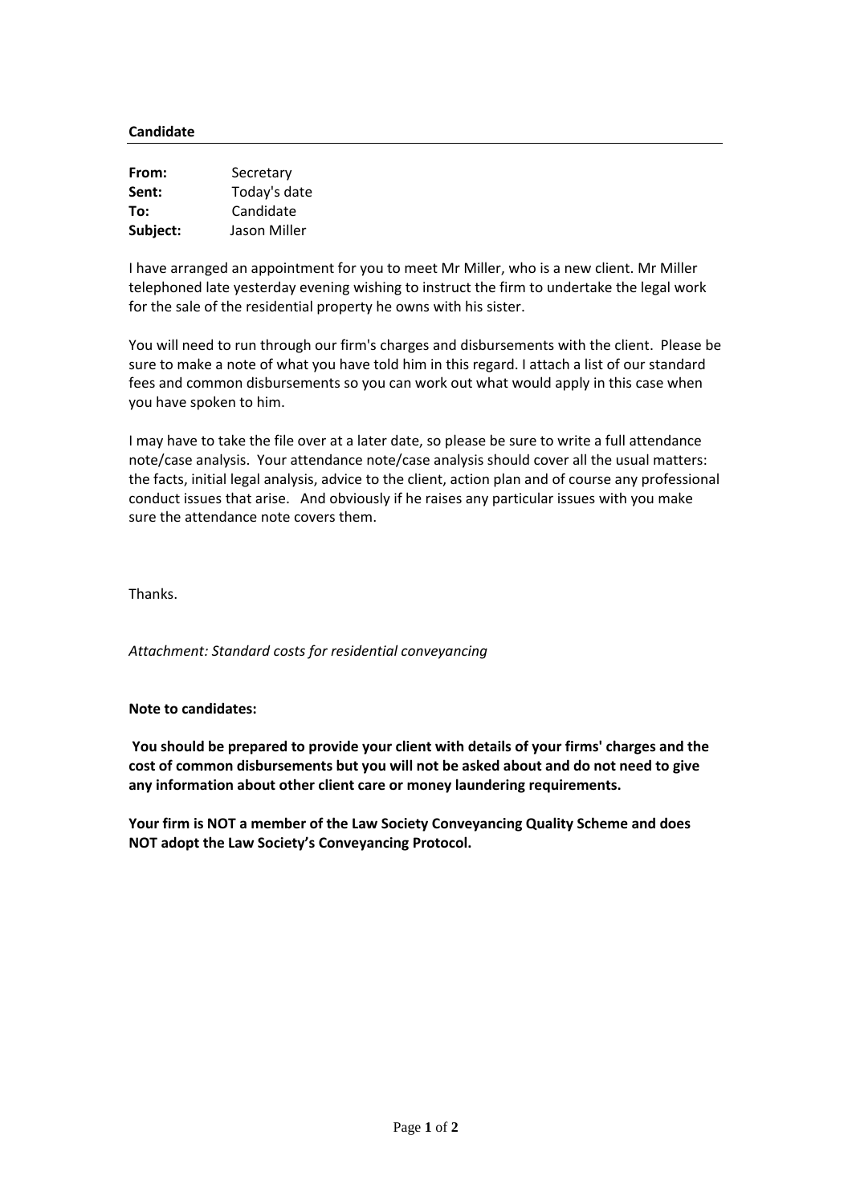**Candidate**

---

| | |
|---|---|
| **From:** | Secretary |
| **Sent:** | Today's date |
| **To:** | Candidate |
| **Subject:** | Jason Miller |

I have arranged an appointment for you to meet Mr Miller, who is a new client. Mr Miller telephoned late yesterday evening wishing to instruct the firm to undertake the legal work for the sale of the residential property he owns with his sister.

You will need to run through our firm's charges and disbursements with the client. Please be sure to make a note of what you have told him in this regard. I attach a list of our standard fees and common disbursements so you can work out what would apply in this case when you have spoken to him.

I may have to take the file over at a later date, so please be sure to write a full attendance note/case analysis. Your attendance note/case analysis should cover all the usual matters: the facts, initial legal analysis, advice to the client, action plan and of course any professional conduct issues that arise. And obviously if he raises any particular issues with you make sure the attendance note covers them.

Thanks.

*Attachment: Standard costs for residential conveyancing*

**Note to candidates:**

**You should be prepared to provide your client with details of your firms' charges and the cost of common disbursements but you will not be asked about and do not need to give any information about other client care or money laundering requirements.**

**Your firm is NOT a member of the Law Society Conveyancing Quality Scheme and does NOT adopt the Law Society's Conveyancing Protocol.**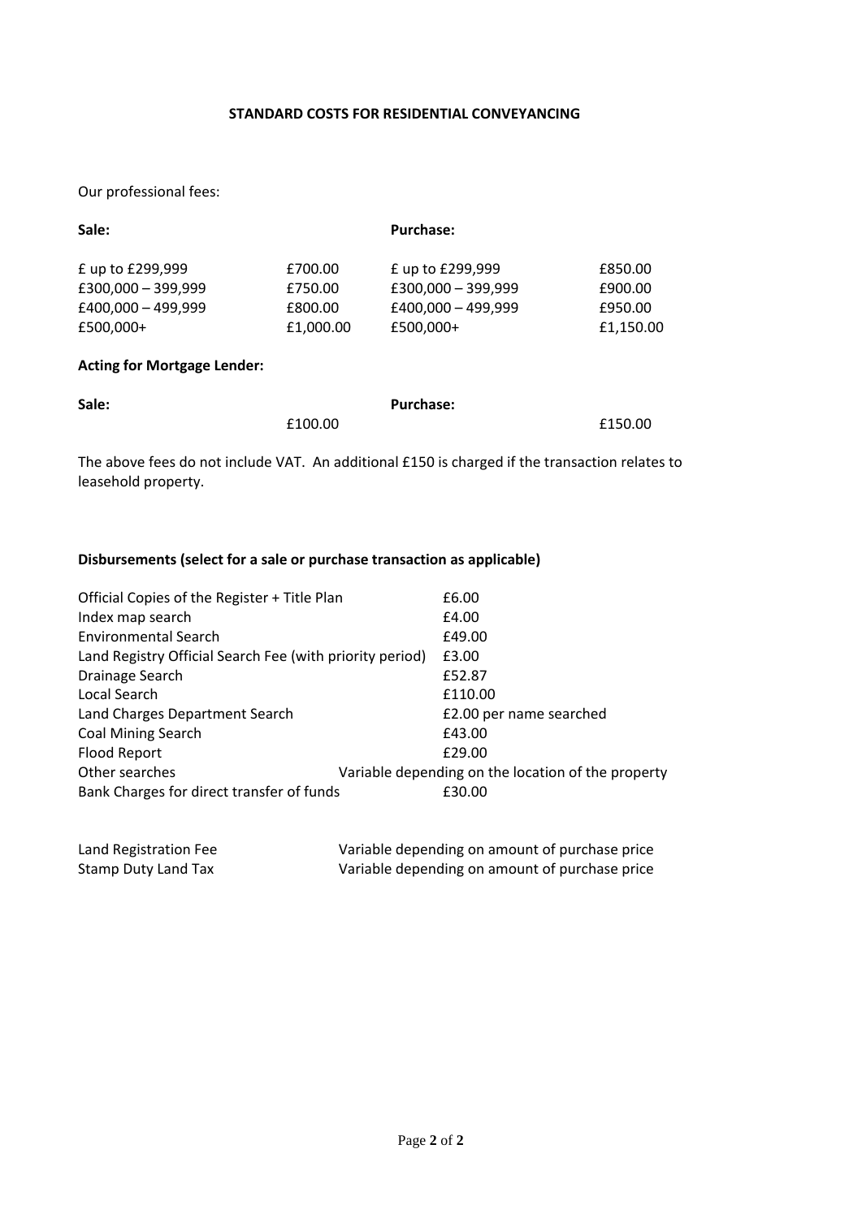**STANDARD COSTS FOR RESIDENTIAL CONVEYANCING**

Our professional fees:

| **Sale:** | | **Purchase:** | |
|---|---|---|---|
| £ up to £299,999 | £700.00 | £ up to £299,999 | £850.00 |
| £300,000 – 399,999 | £750.00 | £300,000 – 399,999 | £900.00 |
| £400,000 – 499,999 | £800.00 | £400,000 – 499,999 | £950.00 |
| £500,000+ | £1,000.00 | £500,000+ | £1,150.00 |

**Acting for Mortgage Lender:**

| **Sale:** | | **Purchase:** | |
|---|---|---|---|
| | £100.00 | | £150.00 |

The above fees do not include VAT. An additional £150 is charged if the transaction relates to leasehold property.

**Disbursements (select for a sale or purchase transaction as applicable)**

| | |
|---|---|
| Official Copies of the Register + Title Plan | £6.00 |
| Index map search | £4.00 |
| Environmental Search | £49.00 |
| Land Registry Official Search Fee (with priority period) | £3.00 |
| Drainage Search | £52.87 |
| Local Search | £110.00 |
| Land Charges Department Search | £2.00 per name searched |
| Coal Mining Search | £43.00 |
| Flood Report | £29.00 |
| Other searches | Variable depending on the location of the property |
| Bank Charges for direct transfer of funds | £30.00 |

| | |
|---|---|
| Land Registration Fee | Variable depending on amount of purchase price |
| Stamp Duty Land Tax | Variable depending on amount of purchase price |